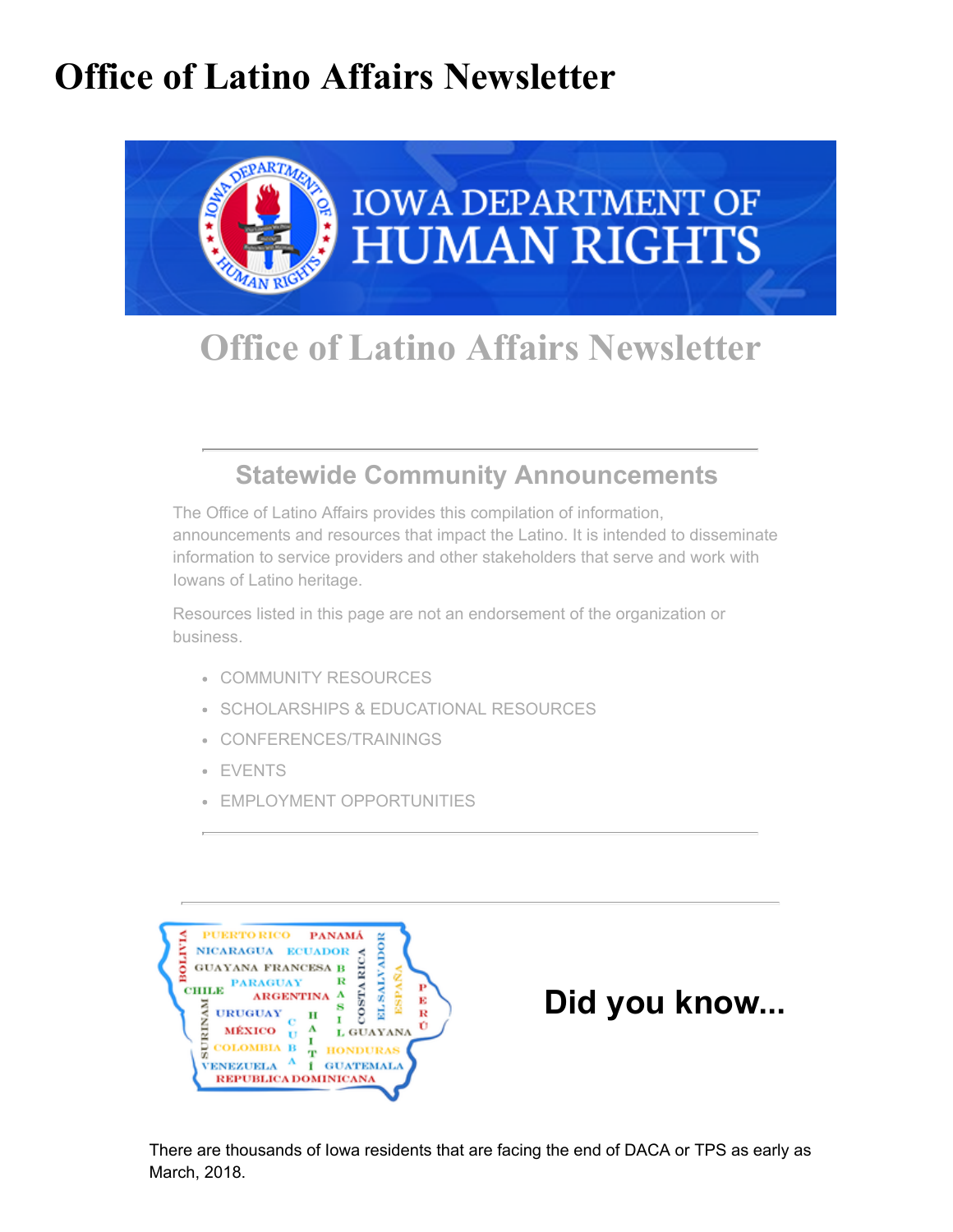# Office of Latino Affairs Newsletter

## Office of Latino Affairs Newsletter

### Statewide Community Announcements

The Office of Latino Affairs provides this compilation of information, announcements and resources that impact the Latino. It is intended to disseminate information to service providers and other stakeholders that serve and work with Iowans of Latino heritage.

Resources listed in this page are not an endorsement of the organization or business.

- COMMUNITY RESOURCES
- SCHOLARSHIPS & EDUCATIONAL RESOURCES
- CONFERENCES/TRAININGS
- EVENTS
- EMPLOYMENT OPPORTUNITIES

## Did you know...

There are thousands of Iowa residents that are facing the end of DACA or TPS as early as March, 2018.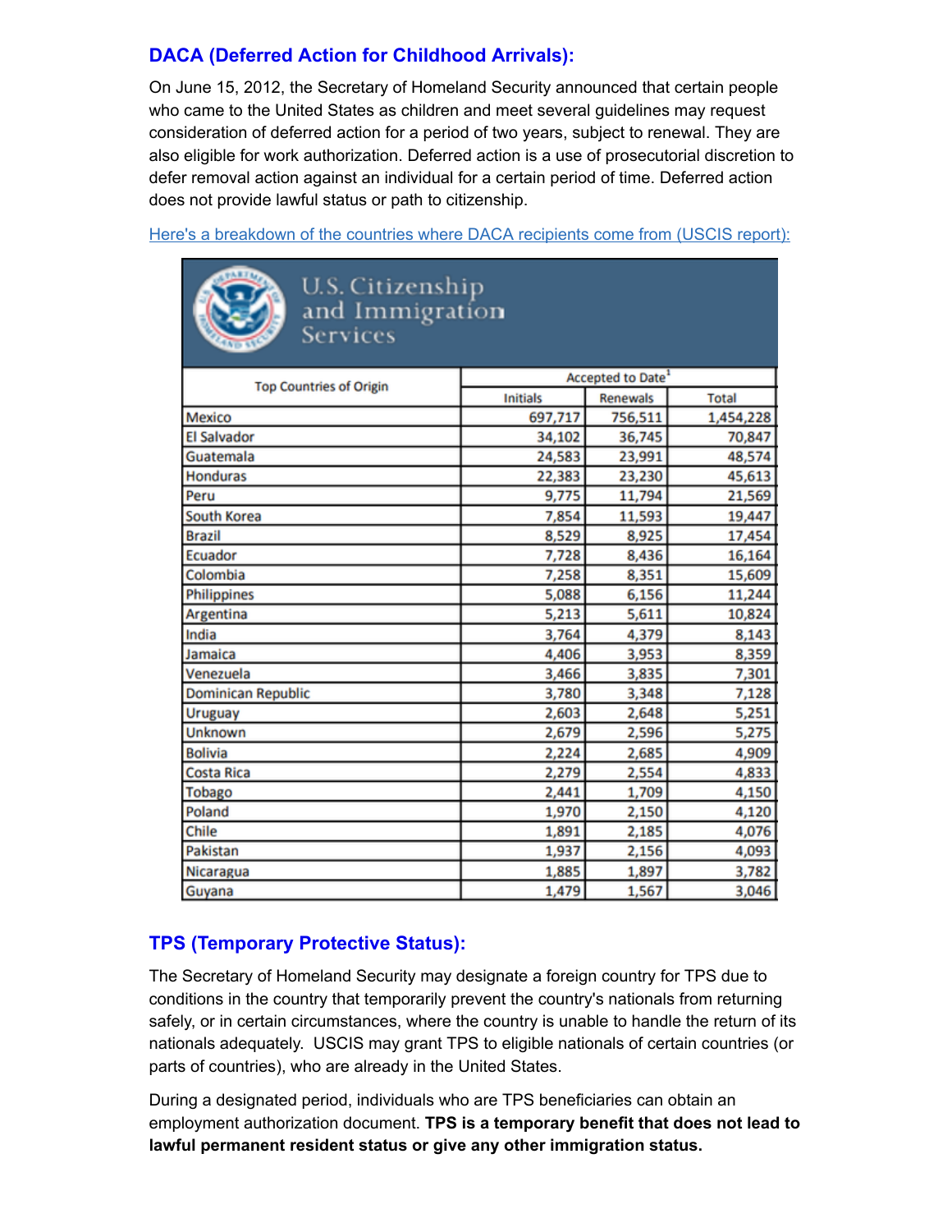### DACA (Deferred Action for Childhood Arrivals):

On June 15, 2012, the Secretary of Homeland Security announced that certain people who came to the United States as children and meet several guidelines may request consideration of deferred action for a period of two years, subject to renewal. They are also eligible for work authorization. Deferred action is a use of prosecutorial discretion to defer removal action against an individual for a certain period of time. Deferred action does not provide lawful status or path to citizenship.

Here's a breakdown of the countries where DACA recipients come from (USCIS report):

U.S. Citizenship and Immigration Services

| Top Countries of Origin | Accepted to Date[1] | | |
|---|---|---|---|
| | Initials | Renewals | Total |
| Mexico | 697,717 | 756,511 | 1,454,228 |
| El Salvador | 34,102 | 36,745 | 70,847 |
| Guatemala | 24,583 | 23,991 | 48,574 |
| Honduras | 22,383 | 23,230 | 45,613 |
| Peru | 9,775 | 11,794 | 21,569 |
| South Korea | 7,854 | 11,593 | 19,447 |
| Brazil | 8,529 | 8,925 | 17,454 |
| Ecuador | 7,728 | 8,436 | 16,164 |
| Colombia | 7,258 | 8,351 | 15,609 |
| Philippines | 5,088 | 6,156 | 11,244 |
| Argentina | 5,213 | 5,611 | 10,824 |
| India | 3,764 | 4,379 | 8,143 |
| Jamaica | 4,406 | 3,953 | 8,359 |
| Venezuela | 3,466 | 3,835 | 7,301 |
| Dominican Republic | 3,780 | 3,348 | 7,128 |
| Uruguay | 2,603 | 2,648 | 5,251 |
| Unknown | 2,679 | 2,596 | 5,275 |
| Bolivia | 2,224 | 2,685 | 4,909 |
| Costa Rica | 2,279 | 2,554 | 4,833 |
| Tobago | 2,441 | 1,709 | 4,150 |
| Poland | 1,970 | 2,150 | 4,120 |
| Chile | 1,891 | 2,185 | 4,076 |
| Pakistan | 1,937 | 2,156 | 4,093 |
| Nicaragua | 1,885 | 1,897 | 3,782 |
| Guyana | 1,479 | 1,567 | 3,046 |

### TPS (Temporary Protective Status):

The Secretary of Homeland Security may designate a foreign country for TPS due to conditions in the country that temporarily prevent the country's nationals from returning safely, or in certain circumstances, where the country is unable to handle the return of its nationals adequately. USCIS may grant TPS to eligible nationals of certain countries (or parts of countries), who are already in the United States.

During a designated period, individuals who are TPS beneficiaries can obtain an employment authorization document. **TPS is a temporary benefit that does not lead to lawful permanent resident status or give any other immigration status.**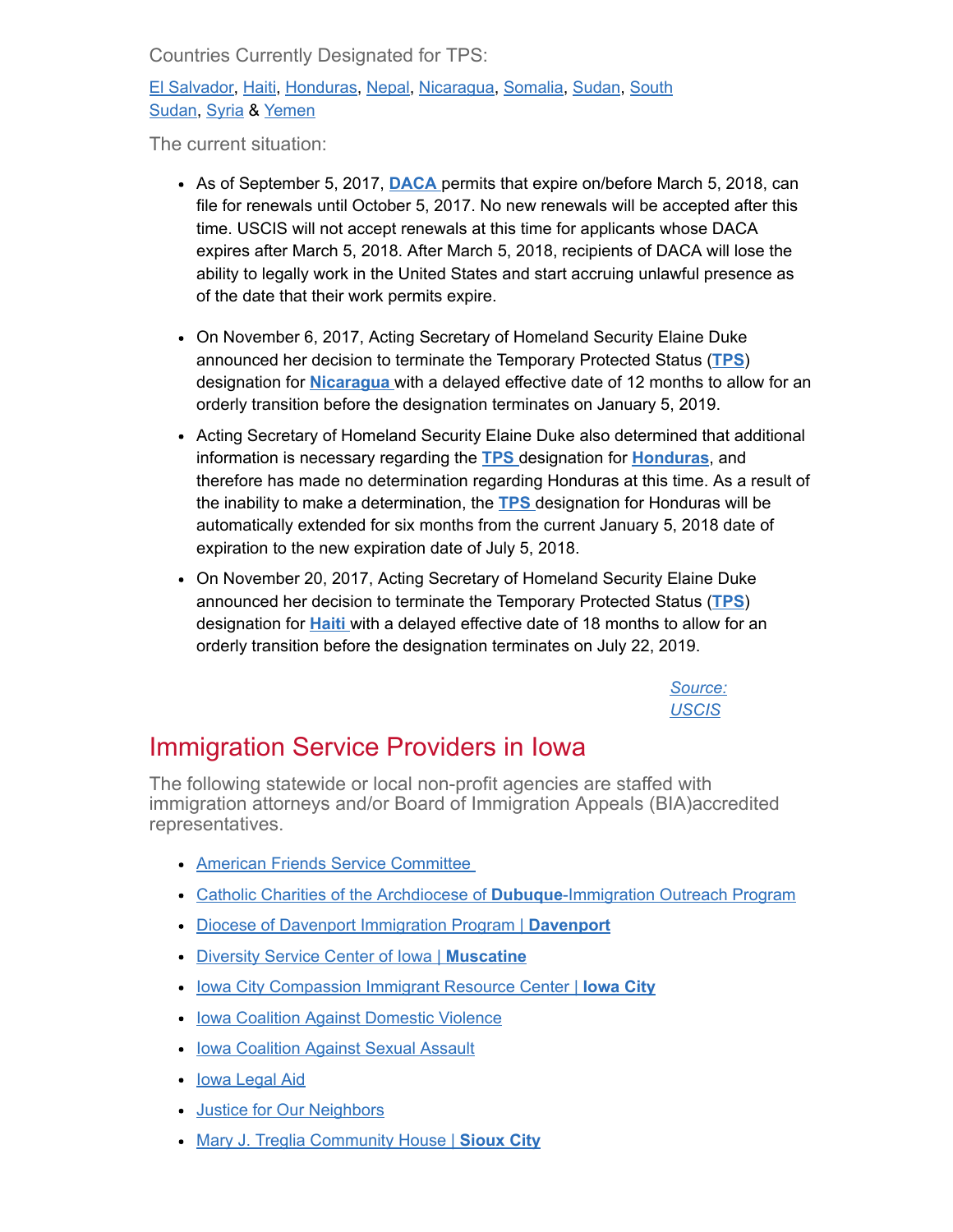Countries Currently Designated for TPS:

El Salvador, Haiti, Honduras, Nepal, Nicaragua, Somalia, Sudan, South Sudan, Syria & Yemen

The current situation:

- As of September 5, 2017, **DACA** permits that expire on/before March 5, 2018, can file for renewals until October 5, 2017. No new renewals will be accepted after this time. USCIS will not accept renewals at this time for applicants whose DACA expires after March 5, 2018. After March 5, 2018, recipients of DACA will lose the ability to legally work in the United States and start accruing unlawful presence as of the date that their work permits expire.

- On November 6, 2017, Acting Secretary of Homeland Security Elaine Duke announced her decision to terminate the Temporary Protected Status (**TPS**) designation for **Nicaragua** with a delayed effective date of 12 months to allow for an orderly transition before the designation terminates on January 5, 2019.
- Acting Secretary of Homeland Security Elaine Duke also determined that additional information is necessary regarding the **TPS** designation for **Honduras**, and therefore has made no determination regarding Honduras at this time. As a result of the inability to make a determination, the **TPS** designation for Honduras will be automatically extended for six months from the current January 5, 2018 date of expiration to the new expiration date of July 5, 2018.
- On November 20, 2017, Acting Secretary of Homeland Security Elaine Duke announced her decision to terminate the Temporary Protected Status (**TPS**) designation for **Haiti** with a delayed effective date of 18 months to allow for an orderly transition before the designation terminates on July 22, 2019.

*Source: USCIS*

# Immigration Service Providers in Iowa

The following statewide or local non-profit agencies are staffed with immigration attorneys and/or Board of Immigration Appeals (BIA)accredited representatives.

- American Friends Service Committee
- Catholic Charities of the Archdiocese of **Dubuque**-Immigration Outreach Program
- Diocese of Davenport Immigration Program | **Davenport**
- Diversity Service Center of Iowa | **Muscatine**
- Iowa City Compassion Immigrant Resource Center | **Iowa City**
- Iowa Coalition Against Domestic Violence
- Iowa Coalition Against Sexual Assault
- Iowa Legal Aid
- Justice for Our Neighbors
- Mary J. Treglia Community House | **Sioux City**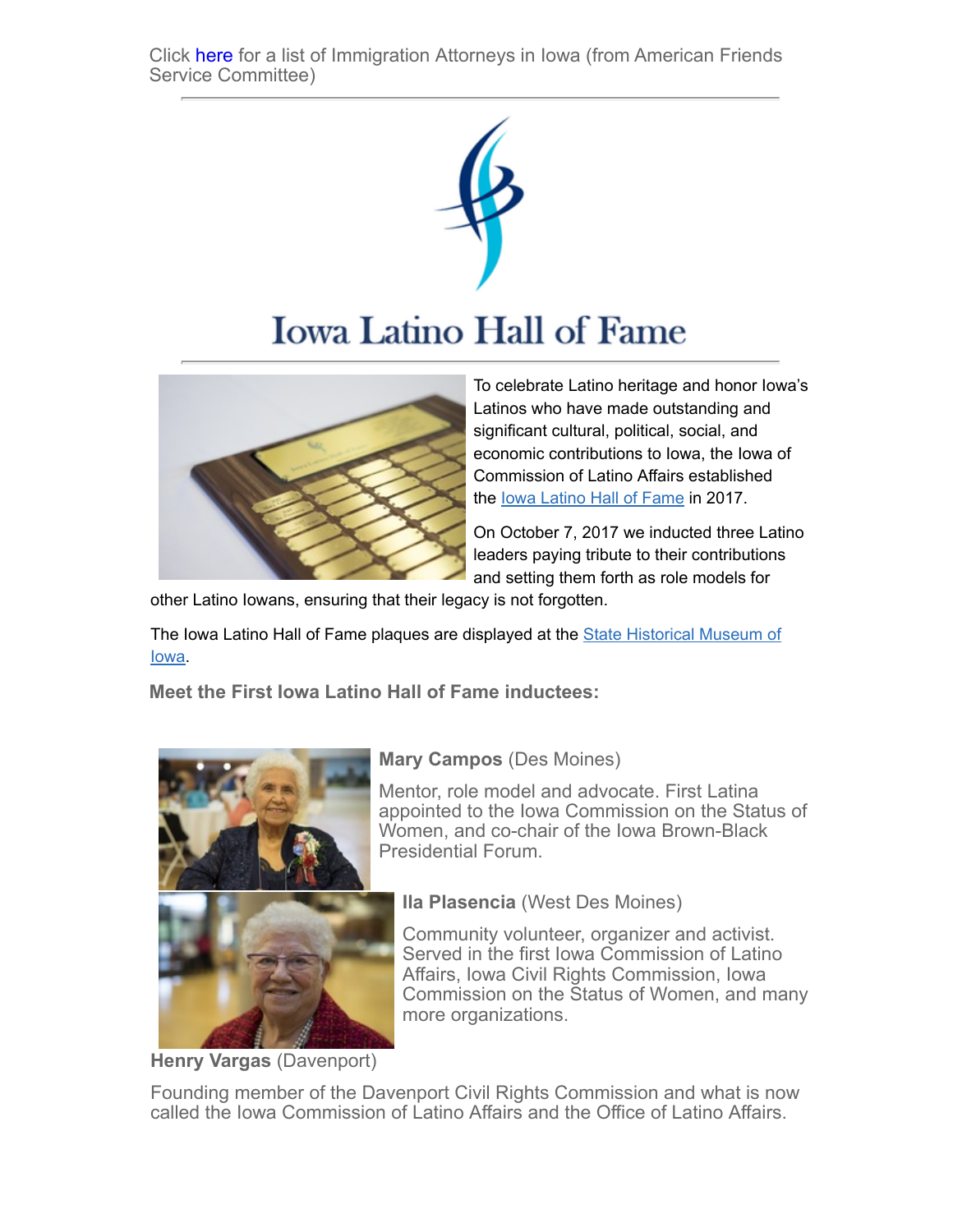Click here for a list of Immigration Attorneys in Iowa (from American Friends Service Committee)

# Iowa Latino Hall of Fame

To celebrate Latino heritage and honor Iowa's Latinos who have made outstanding and significant cultural, political, social, and economic contributions to Iowa, the Iowa of Commission of Latino Affairs established the Iowa Latino Hall of Fame in 2017.

On October 7, 2017 we inducted three Latino leaders paying tribute to their contributions and setting them forth as role models for other Latino Iowans, ensuring that their legacy is not forgotten.

The Iowa Latino Hall of Fame plaques are displayed at the State Historical Museum of Iowa.

**Meet the First Iowa Latino Hall of Fame inductees:**

**Mary Campos** (Des Moines)

Mentor, role model and advocate. First Latina appointed to the Iowa Commission on the Status of Women, and co-chair of the Iowa Brown-Black Presidential Forum.

**Ila Plasencia** (West Des Moines)

Community volunteer, organizer and activist. Served in the first Iowa Commission of Latino Affairs, Iowa Civil Rights Commission, Iowa Commission on the Status of Women, and many more organizations.

**Henry Vargas** (Davenport)

Founding member of the Davenport Civil Rights Commission and what is now called the Iowa Commission of Latino Affairs and the Office of Latino Affairs.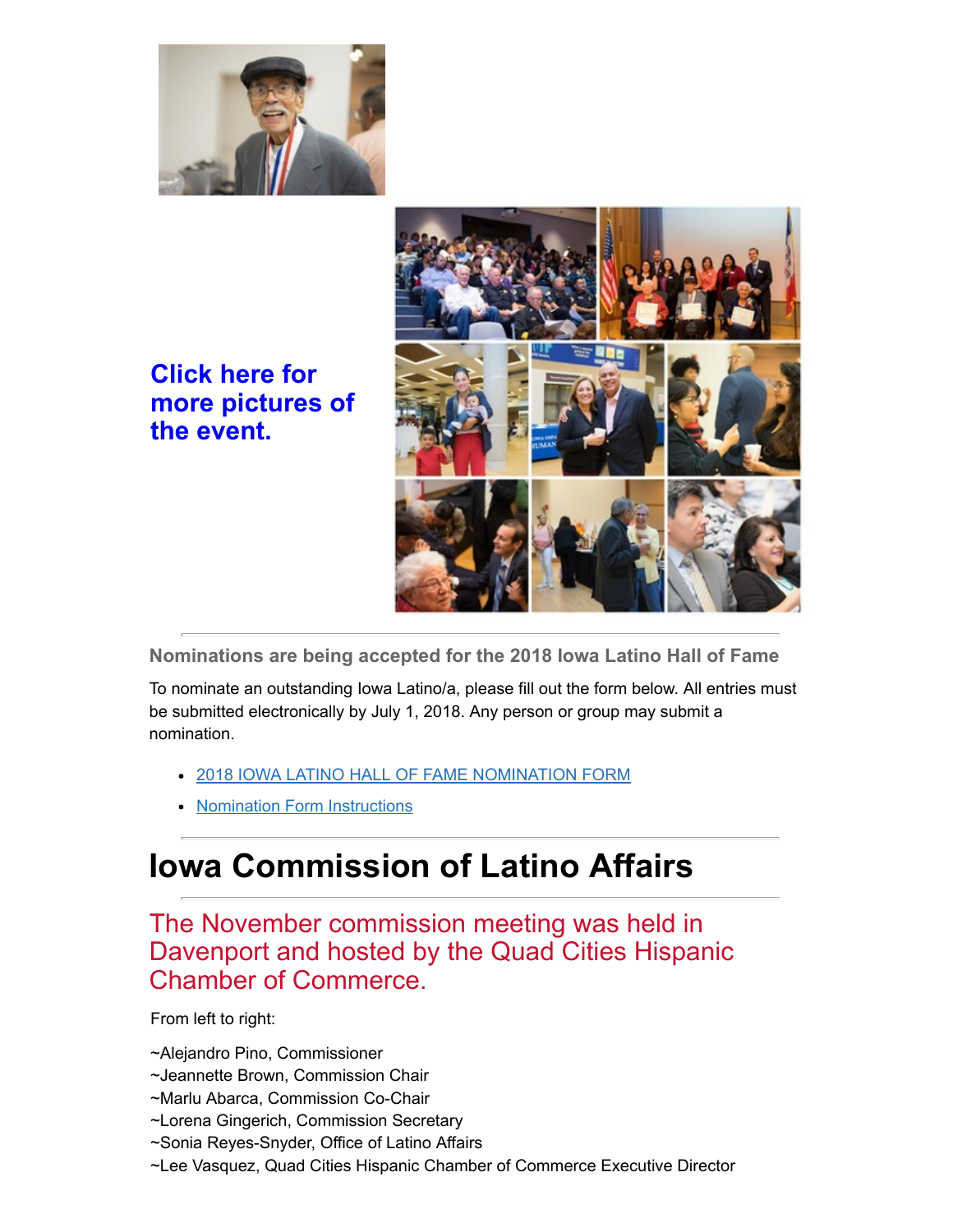**Click here for more pictures of the event.**

---

**Nominations are being accepted for the 2018 Iowa Latino Hall of Fame**

To nominate an outstanding Iowa Latino/a, please fill out the form below. All entries must be submitted electronically by July 1, 2018. Any person or group may submit a nomination.

- 2018 IOWA LATINO HALL OF FAME NOMINATION FORM
- Nomination Form Instructions

---

# Iowa Commission of Latino Affairs

---

## The November commission meeting was held in Davenport and hosted by the Quad Cities Hispanic Chamber of Commerce.

From left to right:

~Alejandro Pino, Commissioner
~Jeannette Brown, Commission Chair
~Marlu Abarca, Commission Co-Chair
~Lorena Gingerich, Commission Secretary
~Sonia Reyes-Snyder, Office of Latino Affairs
~Lee Vasquez, Quad Cities Hispanic Chamber of Commerce Executive Director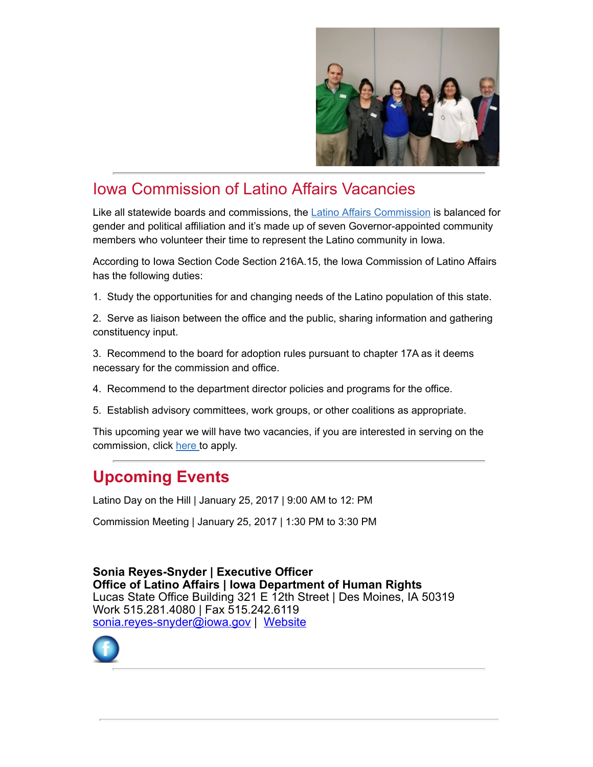## Iowa Commission of Latino Affairs Vacancies

Like all statewide boards and commissions, the Latino Affairs Commission is balanced for gender and political affiliation and it's made up of seven Governor-appointed community members who volunteer their time to represent the Latino community in Iowa.

According to Iowa Section Code Section 216A.15, the Iowa Commission of Latino Affairs has the following duties:

1. Study the opportunities for and changing needs of the Latino population of this state.
2. Serve as liaison between the office and the public, sharing information and gathering constituency input.
3. Recommend to the board for adoption rules pursuant to chapter 17A as it deems necessary for the commission and office.
4. Recommend to the department director policies and programs for the office.
5. Establish advisory committees, work groups, or other coalitions as appropriate.

This upcoming year we will have two vacancies, if you are interested in serving on the commission, click here to apply.

## Upcoming Events

Latino Day on the Hill | January 25, 2017 | 9:00 AM to 12: PM

Commission Meeting | January 25, 2017 | 1:30 PM to 3:30 PM

**Sonia Reyes-Snyder | Executive Officer**
**Office of Latino Affairs | Iowa Department of Human Rights**
Lucas State Office Building 321 E 12th Street | Des Moines, IA 50319
Work 515.281.4080 | Fax 515.242.6119
sonia.reyes-snyder@iowa.gov | Website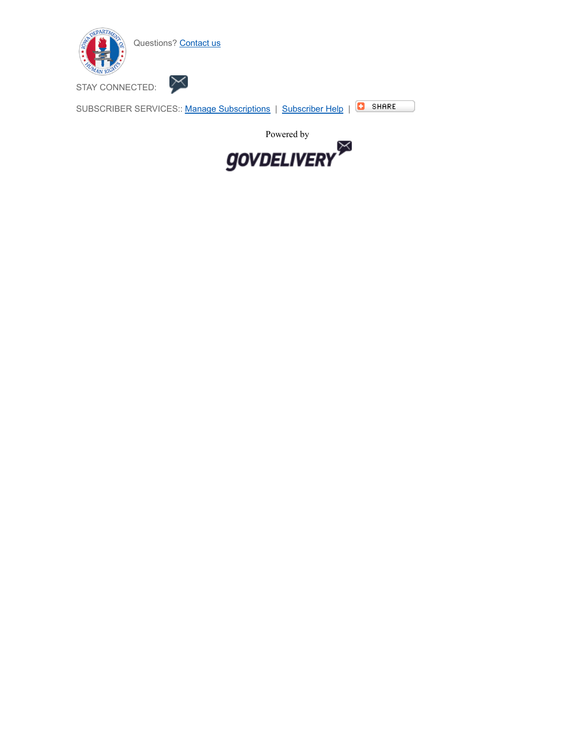Questions? Contact us

STAY CONNECTED:

SUBSCRIBER SERVICES:: Manage Subscriptions | Subscriber Help | SHARE

Powered by